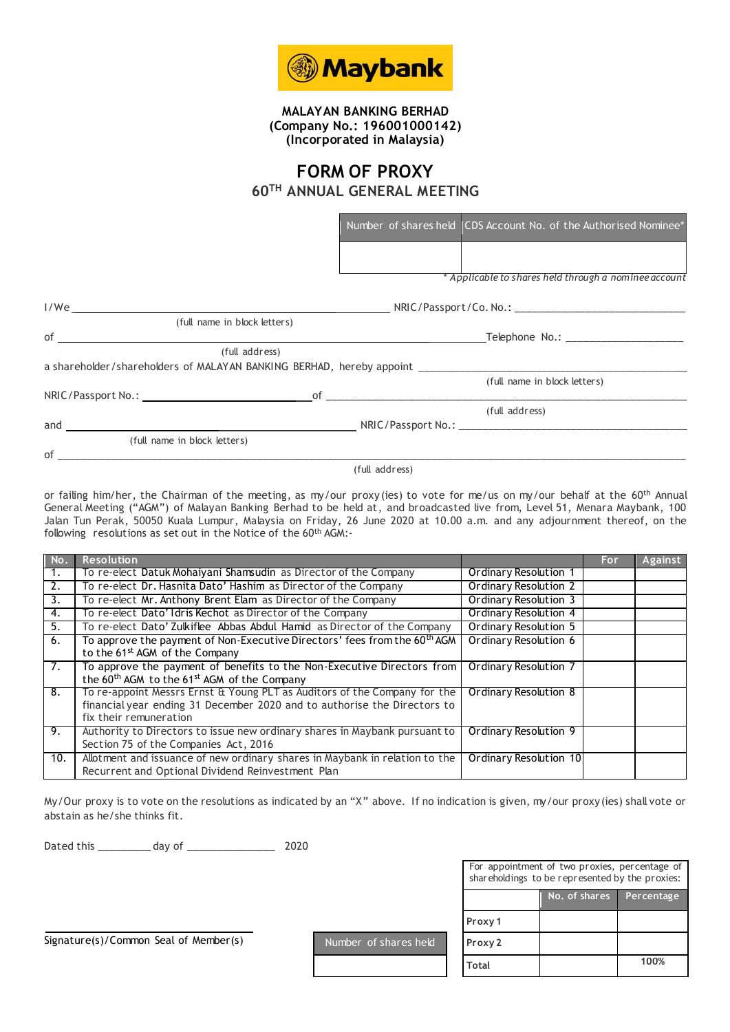Maybank

**MALAYAN BANKING BERHAD**
**(Company No.: 196001000142)**
**(Incorporated in Malaysia)**

# FORM OF PROXY

## 60TH ANNUAL GENERAL MEETING

| Number of shares held | CDS Account No. of the Authorised Nominee* |
|---|---|
| | |

*\* Applicable to shares held through a nominee account*

I/We ______________________________ NRIC/Passport/Co. No.: ______________________________
(full name in block letters)

of ______________________________ Telephone No.: ______________________________
(full address)

a shareholder/shareholders of MALAYAN BANKING BERHAD, hereby appoint ______________________________
(full name in block letters)

NRIC/Passport No.: ______________________________ of ______________________________
(full address)

and ______________________________ NRIC/Passport No.: ______________________________
(full name in block letters)

of ______________________________
(full address)

or failing him/her, the Chairman of the meeting, as my/our proxy(ies) to vote for me/us on my/our behalf at the 60th Annual General Meeting ("AGM") of Malayan Banking Berhad to be held at, and broadcasted live from, Level 51, Menara Maybank, 100 Jalan Tun Perak, 50050 Kuala Lumpur, Malaysia on Friday, 26 June 2020 at 10.00 a.m. and any adjournment thereof, on the following resolutions as set out in the Notice of the 60th AGM:-

| No. | Resolution | | For | Against |
|---|---|---|---|---|
| 1. | To re-elect Datuk Mohaiyani Shamsudin as Director of the Company | Ordinary Resolution 1 | | |
| 2. | To re-elect Dr. Hasnita Dato' Hashim as Director of the Company | Ordinary Resolution 2 | | |
| 3. | To re-elect Mr. Anthony Brent Elam as Director of the Company | Ordinary Resolution 3 | | |
| 4. | To re-elect Dato' Idris Kechot as Director of the Company | Ordinary Resolution 4 | | |
| 5. | To re-elect Dato' Zulkiflee Abbas Abdul Hamid as Director of the Company | Ordinary Resolution 5 | | |
| 6. | To approve the payment of Non-Executive Directors' fees from the 60th AGM to the 61st AGM of the Company | Ordinary Resolution 6 | | |
| 7. | To approve the payment of benefits to the Non-Executive Directors from the 60th AGM to the 61st AGM of the Company | Ordinary Resolution 7 | | |
| 8. | To re-appoint Messrs Ernst & Young PLT as Auditors of the Company for the financial year ending 31 December 2020 and to authorise the Directors to fix their remuneration | Ordinary Resolution 8 | | |
| 9. | Authority to Directors to issue new ordinary shares in Maybank pursuant to Section 75 of the Companies Act, 2016 | Ordinary Resolution 9 | | |
| 10. | Allotment and issuance of new ordinary shares in Maybank in relation to the Recurrent and Optional Dividend Reinvestment Plan | Ordinary Resolution 10 | | |

My/Our proxy is to vote on the resolutions as indicated by an "X" above. If no indication is given, my/our proxy(ies) shall vote or abstain as he/she thinks fit.

Dated this __________ day of ________________ 2020

______________________________
Signature(s)/Common Seal of Member(s)

| Number of shares held |
|---|
| |

For appointment of two proxies, percentage of shareholdings to be represented by the proxies:

| | No. of shares | Percentage |
|---|---|---|
| Proxy 1 | | |
| Proxy 2 | | |
| Total | | 100% |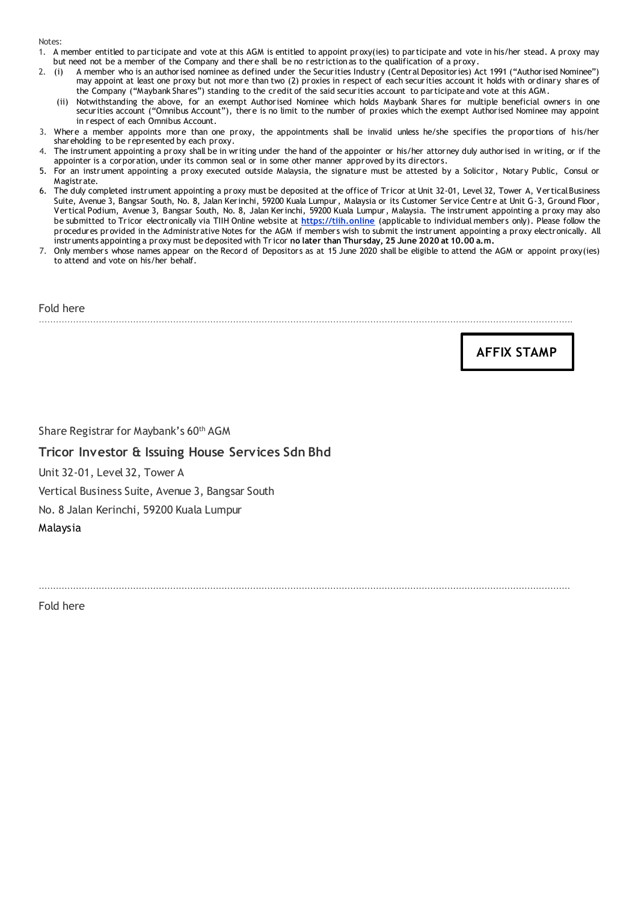Notes:

1. A member entitled to participate and vote at this AGM is entitled to appoint proxy(ies) to participate and vote in his/her stead. A proxy may but need not be a member of the Company and there shall be no restriction as to the qualification of a proxy.
2. (i) A member who is an authorised nominee as defined under the Securities Industry (Central Depositories) Act 1991 ("Authorised Nominee") may appoint at least one proxy but not more than two (2) proxies in respect of each securities account it holds with ordinary shares of the Company ("Maybank Shares") standing to the credit of the said securities account to participate and vote at this AGM.

   (ii) Notwithstanding the above, for an exempt Authorised Nominee which holds Maybank Shares for multiple beneficial owners in one securities account ("Omnibus Account"), there is no limit to the number of proxies which the exempt Authorised Nominee may appoint in respect of each Omnibus Account.
3. Where a member appoints more than one proxy, the appointments shall be invalid unless he/she specifies the proportions of his/her shareholding to be represented by each proxy.
4. The instrument appointing a proxy shall be in writing under the hand of the appointer or his/her attorney duly authorised in writing, or if the appointer is a corporation, under its common seal or in some other manner approved by its directors.
5. For an instrument appointing a proxy executed outside Malaysia, the signature must be attested by a Solicitor, Notary Public, Consul or Magistrate.
6. The duly completed instrument appointing a proxy must be deposited at the office of Tricor at Unit 32-01, Level 32, Tower A, Vertical Business Suite, Avenue 3, Bangsar South, No. 8, Jalan Kerinchi, 59200 Kuala Lumpur, Malaysia or its Customer Service Centre at Unit G-3, Ground Floor, Vertical Podium, Avenue 3, Bangsar South, No. 8, Jalan Kerinchi, 59200 Kuala Lumpur, Malaysia. The instrument appointing a proxy may also be submitted to Tricor electronically via TIIH Online website at **https://tiih.online** (applicable to individual members only). Please follow the procedures provided in the Administrative Notes for the AGM if members wish to submit the instrument appointing a proxy electronically. All instruments appointing a proxy must be deposited with Tricor **no later than Thursday, 25 June 2020 at 10.00 a.m.**
7. Only members whose names appear on the Record of Depositors as at 15 June 2020 shall be eligible to attend the AGM or appoint proxy(ies) to attend and vote on his/her behalf.

Fold here

**AFFIX STAMP**

Share Registrar for Maybank's 60th AGM

**Tricor Investor & Issuing House Services Sdn Bhd**

Unit 32-01, Level 32, Tower A

Vertical Business Suite, Avenue 3, Bangsar South

No. 8 Jalan Kerinchi, 59200 Kuala Lumpur

Malaysia

Fold here